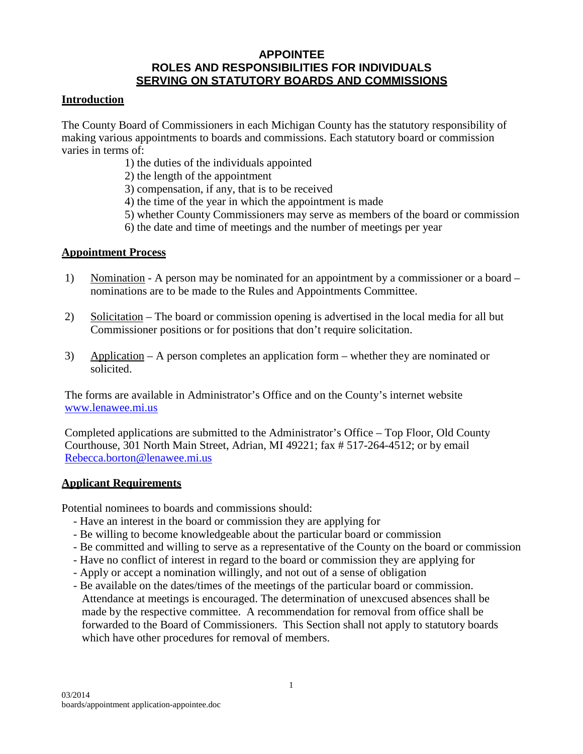# APPOINTEE
# ROLES AND RESPONSIBILITIES FOR INDIVIDUALS
# SERVING ON STATUTORY BOARDS AND COMMISSIONS

## Introduction

The County Board of Commissioners in each Michigan County has the statutory responsibility of making various appointments to boards and commissions. Each statutory board or commission varies in terms of:

1) the duties of the individuals appointed
2) the length of the appointment
3) compensation, if any, that is to be received
4) the time of the year in which the appointment is made
5) whether County Commissioners may serve as members of the board or commission
6) the date and time of meetings and the number of meetings per year

## Appointment Process

1) Nomination - A person may be nominated for an appointment by a commissioner or a board – nominations are to be made to the Rules and Appointments Committee.

2) Solicitation – The board or commission opening is advertised in the local media for all but Commissioner positions or for positions that don't require solicitation.

3) Application – A person completes an application form – whether they are nominated or solicited.

The forms are available in Administrator's Office and on the County's internet website www.lenawee.mi.us

Completed applications are submitted to the Administrator's Office – Top Floor, Old County Courthouse, 301 North Main Street, Adrian, MI 49221; fax # 517-264-4512; or by email Rebecca.borton@lenawee.mi.us

## Applicant Requirements

Potential nominees to boards and commissions should:

- Have an interest in the board or commission they are applying for
- Be willing to become knowledgeable about the particular board or commission
- Be committed and willing to serve as a representative of the County on the board or commission
- Have no conflict of interest in regard to the board or commission they are applying for
- Apply or accept a nomination willingly, and not out of a sense of obligation
- Be available on the dates/times of the meetings of the particular board or commission. Attendance at meetings is encouraged. The determination of unexcused absences shall be made by the respective committee. A recommendation for removal from office shall be forwarded to the Board of Commissioners. This Section shall not apply to statutory boards which have other procedures for removal of members.

03/2014
boards/appointment application-appointee.doc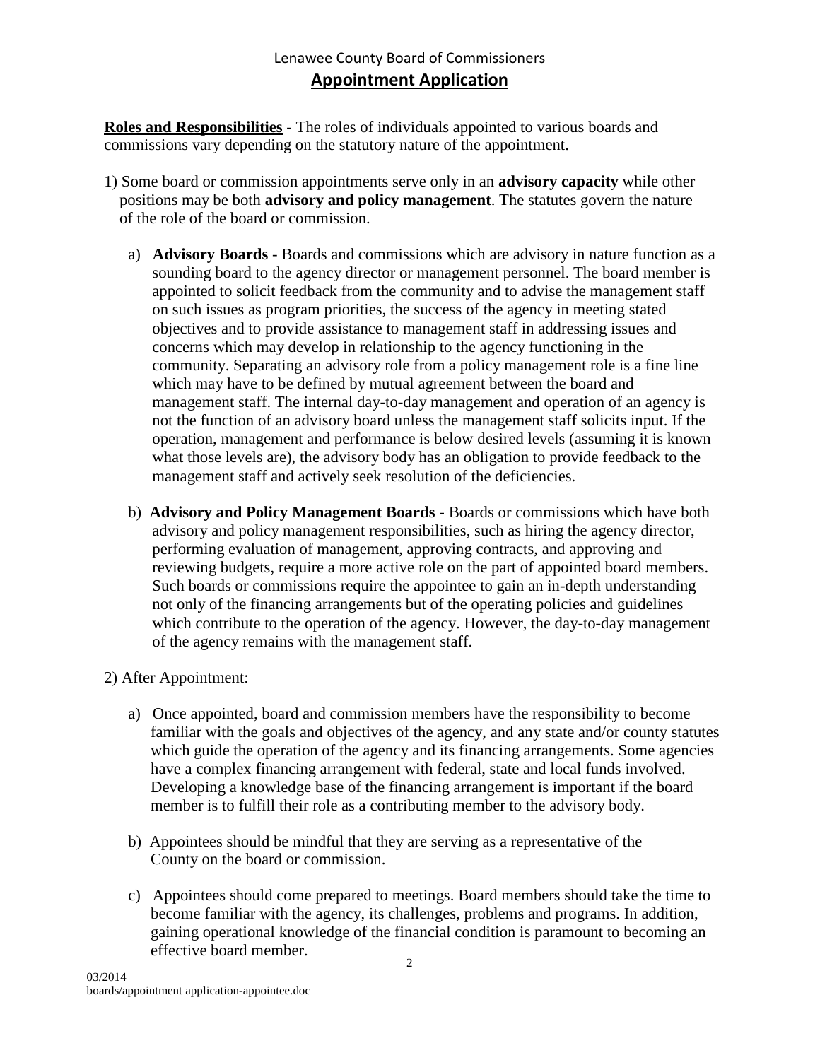Lenawee County Board of Commissioners

## Appointment Application

**Roles and Responsibilities** - The roles of individuals appointed to various boards and commissions vary depending on the statutory nature of the appointment.

1) Some board or commission appointments serve only in an **advisory capacity** while other positions may be both **advisory and policy management**. The statutes govern the nature of the role of the board or commission.

   a) **Advisory Boards** - Boards and commissions which are advisory in nature function as a sounding board to the agency director or management personnel. The board member is appointed to solicit feedback from the community and to advise the management staff on such issues as program priorities, the success of the agency in meeting stated objectives and to provide assistance to management staff in addressing issues and concerns which may develop in relationship to the agency functioning in the community. Separating an advisory role from a policy management role is a fine line which may have to be defined by mutual agreement between the board and management staff. The internal day-to-day management and operation of an agency is not the function of an advisory board unless the management staff solicits input. If the operation, management and performance is below desired levels (assuming it is known what those levels are), the advisory body has an obligation to provide feedback to the management staff and actively seek resolution of the deficiencies.

   b) **Advisory and Policy Management Boards** - Boards or commissions which have both advisory and policy management responsibilities, such as hiring the agency director, performing evaluation of management, approving contracts, and approving and reviewing budgets, require a more active role on the part of appointed board members. Such boards or commissions require the appointee to gain an in-depth understanding not only of the financing arrangements but of the operating policies and guidelines which contribute to the operation of the agency. However, the day-to-day management of the agency remains with the management staff.

2) After Appointment:

   a) Once appointed, board and commission members have the responsibility to become familiar with the goals and objectives of the agency, and any state and/or county statutes which guide the operation of the agency and its financing arrangements. Some agencies have a complex financing arrangement with federal, state and local funds involved. Developing a knowledge base of the financing arrangement is important if the board member is to fulfill their role as a contributing member to the advisory body.

   b) Appointees should be mindful that they are serving as a representative of the County on the board or commission.

   c) Appointees should come prepared to meetings. Board members should take the time to become familiar with the agency, its challenges, problems and programs. In addition, gaining operational knowledge of the financial condition is paramount to becoming an effective board member.

03/2014
boards/appointment application-appointee.doc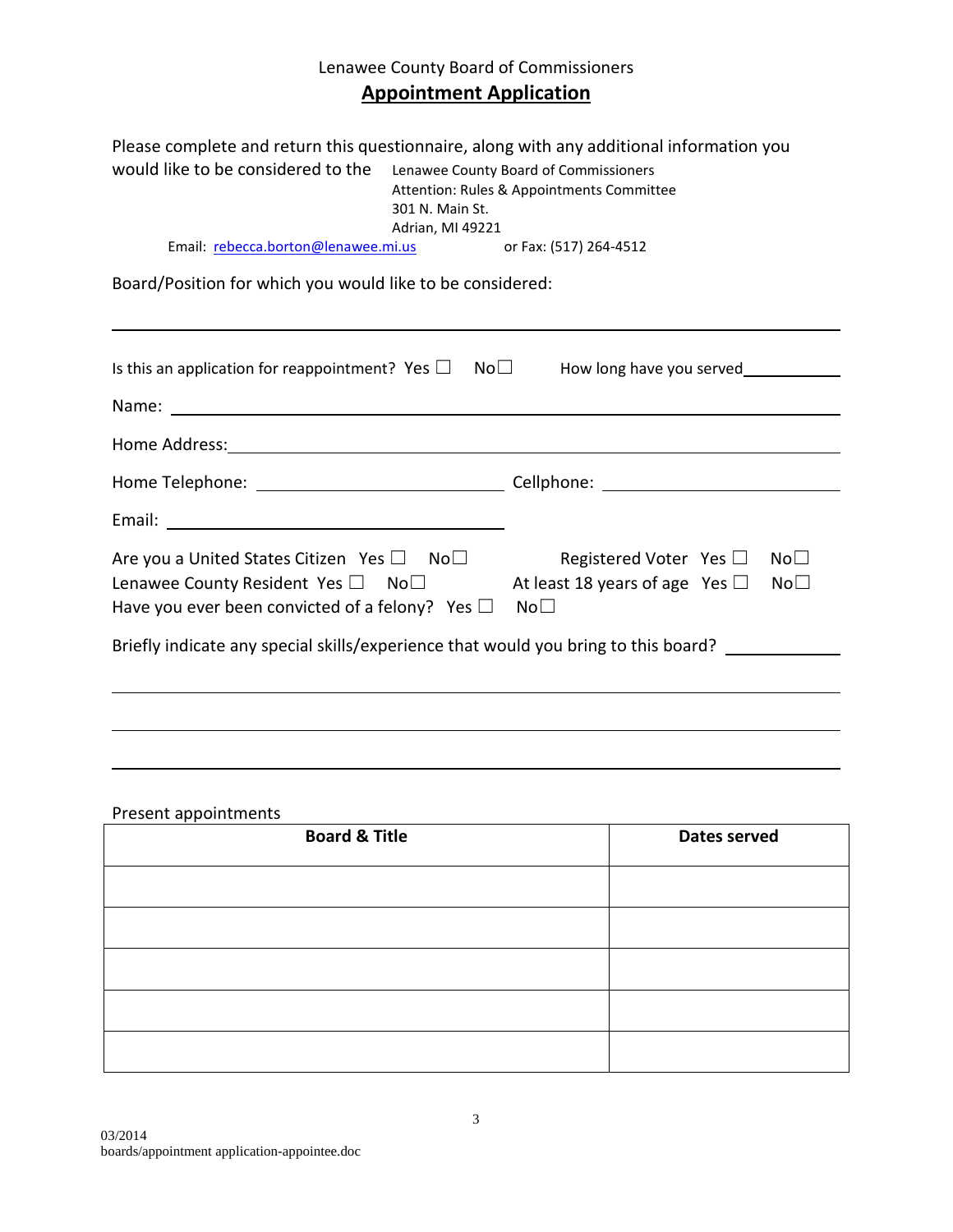Lenawee County Board of Commissioners

# Appointment Application

Please complete and return this questionnaire, along with any additional information you would like to be considered to the

Lenawee County Board of Commissioners
Attention: Rules & Appointments Committee
301 N. Main St.
Adrian, MI 49221

Email: rebecca.borton@lenawee.mi.us or Fax: (517) 264-4512

Board/Position for which you would like to be considered:

______________________________________________

Is this an application for reappointment? Yes ☐ No☐ How long have you served__________

Name: ______________________________________________

Home Address: ______________________________________________

Home Telephone: ____________________ Cellphone: ____________________

Email: ____________________

Are you a United States Citizen Yes ☐ No☐ Registered Voter Yes ☐ No☐

Lenawee County Resident Yes ☐ No☐ At least 18 years of age Yes ☐ No☐

Have you ever been convicted of a felony? Yes ☐ No☐

Briefly indicate any special skills/experience that would you bring to this board? __________

______________________________________________

______________________________________________

______________________________________________

Present appointments

| Board & Title | Dates served |
|---|---|
| | |
| | |
| | |
| | |
| | |

03/2014
boards/appointment application-appointee.doc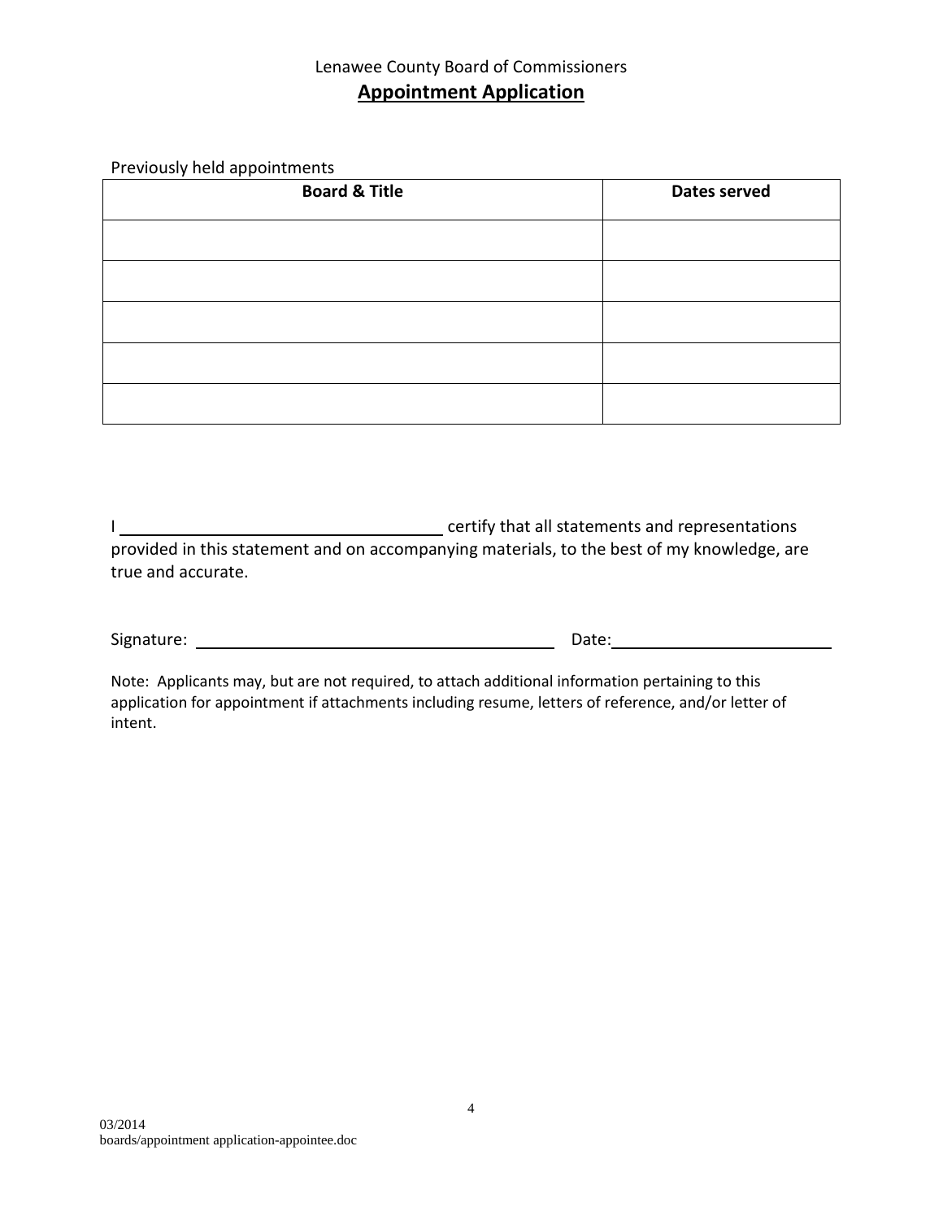Lenawee County Board of Commissioners

## **Appointment Application**

Previously held appointments

| **Board & Title** | **Dates served** |
|---|---|
| | |
| | |
| | |
| | |
| | |

I \_\_\_\_\_\_\_\_\_\_\_\_\_\_\_\_\_\_\_\_\_\_\_\_\_\_\_\_\_\_ certify that all statements and representations provided in this statement and on accompanying materials, to the best of my knowledge, are true and accurate.

Signature: \_\_\_\_\_\_\_\_\_\_\_\_\_\_\_\_\_\_\_\_\_\_\_\_\_\_\_\_\_\_\_\_\_\_ Date:\_\_\_\_\_\_\_\_\_\_\_\_\_\_\_\_\_\_\_\_

Note: Applicants may, but are not required, to attach additional information pertaining to this application for appointment if attachments including resume, letters of reference, and/or letter of intent.

03/2014
boards/appointment application-appointee.doc